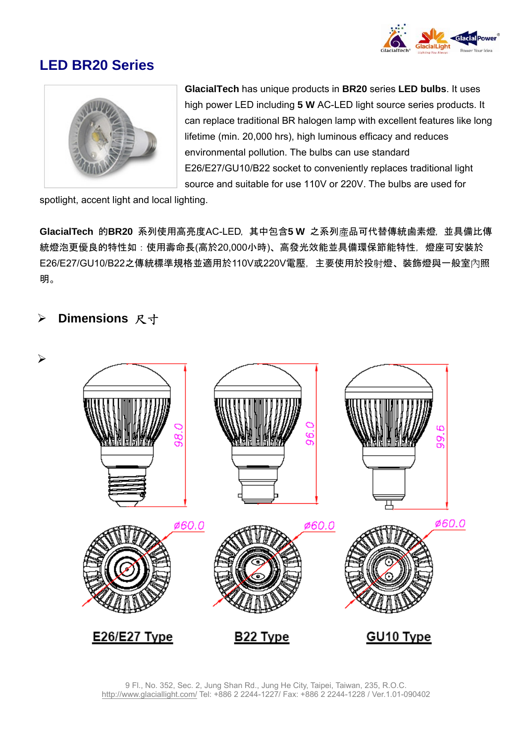# LED BR20 Series

**GlacialTech** has unique products in **BR20** series **LED bulbs**. It uses high power LED including **5 W** AC-LED light source series products. It can replace traditional BR halogen lamp with excellent features like long lifetime (min. 20,000 hrs), high luminous efficacy and reduces environmental pollution. The bulbs can use standard E26/E27/GU10/B22 socket to conveniently replaces traditional light source and suitable for use 110V or 220V. The bulbs are used for spotlight, accent light and local lighting.

**GlacialTech** 的**BR20** 系列使用高亮度AC-LED，其中包含**5 W** 之系列產品可代替傳統鹵素燈，並具備比傳統燈泡更優良的特性如：使用壽命長(高於20,000小時)、高發光效能並具備環保節能特性，燈座可安裝於E26/E27/GU10/B22之傳統標準規格並適用於110V或220V電壓，主要使用於投射燈、裝飾燈與一般室內照明。

## Dimensions 尺寸

| E26/E27 Type | B22 Type | GU10 Type |
| --- | --- | --- |
| 98.0 | 96.0 | 99.6 |
| ø60.0 | ø60.0 | ø60.0 |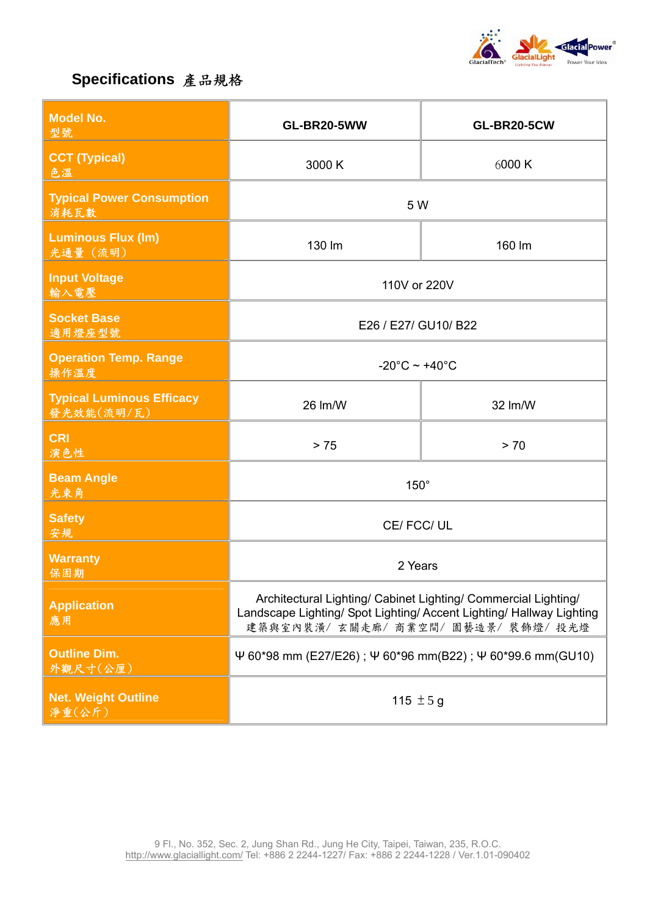## Specifications 產品規格

| Model No.<br>型號 | GL-BR20-5WW | GL-BR20-5CW |
|---|---|---|
| CCT (Typical)<br>色溫 | 3000 K | 6000 K |
| Typical Power Consumption<br>消耗瓦數 | 5 W | |
| Luminous Flux (lm)<br>光通量（流明） | 130 lm | 160 lm |
| Input Voltage<br>輸入電壓 | 110V or 220V | |
| Socket Base<br>適用燈座型號 | E26 / E27/ GU10/ B22 | |
| Operation Temp. Range<br>操作溫度 | -20°C ~ +40°C | |
| Typical Luminous Efficacy<br>發光效能(流明/瓦) | 26 lm/W | 32 lm/W |
| CRI<br>演色性 | > 75 | > 70 |
| Beam Angle<br>光束角 | 150° | |
| Safety<br>安規 | CE/ FCC/ UL | |
| Warranty<br>保固期 | 2 Years | |
| Application<br>應用 | Architectural Lighting/ Cabinet Lighting/ Commercial Lighting/ Landscape Lighting/ Spot Lighting/ Accent Lighting/ Hallway Lighting<br>建築與室內裝潢/ 玄關走廊/ 商業空間/ 園藝造景/ 裝飾燈/ 投光燈 | |
| Outline Dim.<br>外觀尺寸(公厘) | Ψ 60*98 mm (E27/E26) ; Ψ 60*96 mm(B22) ; Ψ 60*99.6 mm(GU10) | |
| Net. Weight Outline<br>淨重(公斤) | 115 ±5 g | |

9 Fl., No. 352, Sec. 2, Jung Shan Rd., Jung He City, Taipei, Taiwan, 235, R.O.C.
http://www.glaciallight.com/ Tel: +886 2 2244-1227/ Fax: +886 2 2244-1228 / Ver.1.01-090402